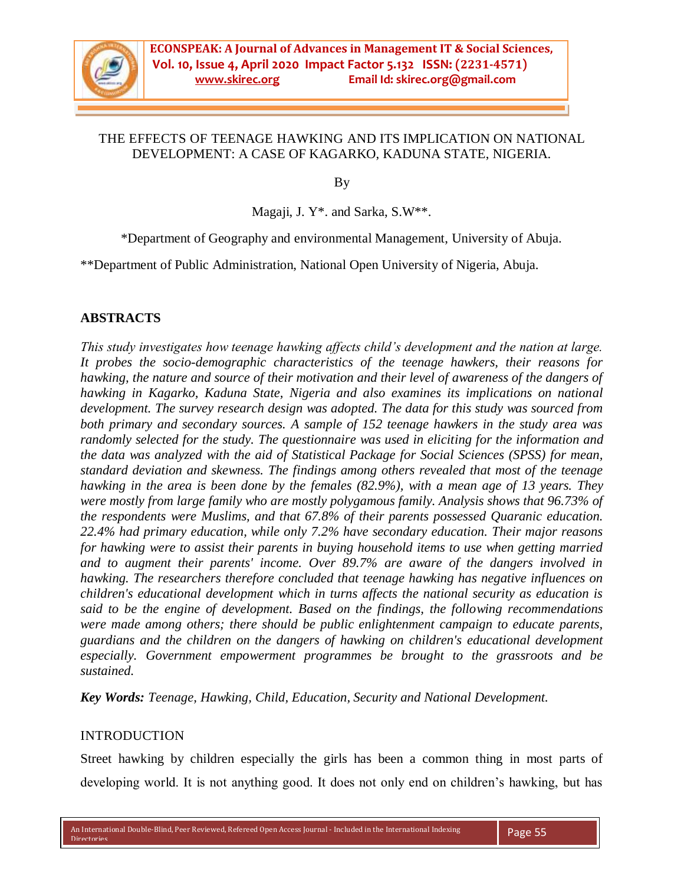# THE EFFECTS OF TEENAGE HAWKING AND ITS IMPLICATION ON NATIONAL DEVELOPMENT: A CASE OF KAGARKO, KADUNA STATE, NIGERIA.

By

Magaji, J. Y*. and Sarka, S.W**.

*Department of Geography and environmental Management, University of Abuja.

**Department of Public Administration, National Open University of Nigeria, Abuja.

## ABSTRACTS

*This study investigates how teenage hawking affects child's development and the nation at large. It probes the socio-demographic characteristics of the teenage hawkers, their reasons for hawking, the nature and source of their motivation and their level of awareness of the dangers of hawking in Kagarko, Kaduna State, Nigeria and also examines its implications on national development. The survey research design was adopted. The data for this study was sourced from both primary and secondary sources. A sample of 152 teenage hawkers in the study area was randomly selected for the study. The questionnaire was used in eliciting for the information and the data was analyzed with the aid of Statistical Package for Social Sciences (SPSS) for mean, standard deviation and skewness. The findings among others revealed that most of the teenage hawking in the area is been done by the females (82.9%), with a mean age of 13 years. They were mostly from large family who are mostly polygamous family. Analysis shows that 96.73% of the respondents were Muslims, and that 67.8% of their parents possessed Quaranic education. 22.4% had primary education, while only 7.2% have secondary education. Their major reasons for hawking were to assist their parents in buying household items to use when getting married and to augment their parents' income. Over 89.7% are aware of the dangers involved in hawking. The researchers therefore concluded that teenage hawking has negative influences on children's educational development which in turns affects the national security as education is said to be the engine of development. Based on the findings, the following recommendations were made among others; there should be public enlightenment campaign to educate parents, guardians and the children on the dangers of hawking on children's educational development especially. Government empowerment programmes be brought to the grassroots and be sustained.*

***Key Words:*** *Teenage, Hawking, Child, Education, Security and National Development.*

## INTRODUCTION

Street hawking by children especially the girls has been a common thing in most parts of developing world. It is not anything good. It does not only end on children's hawking, but has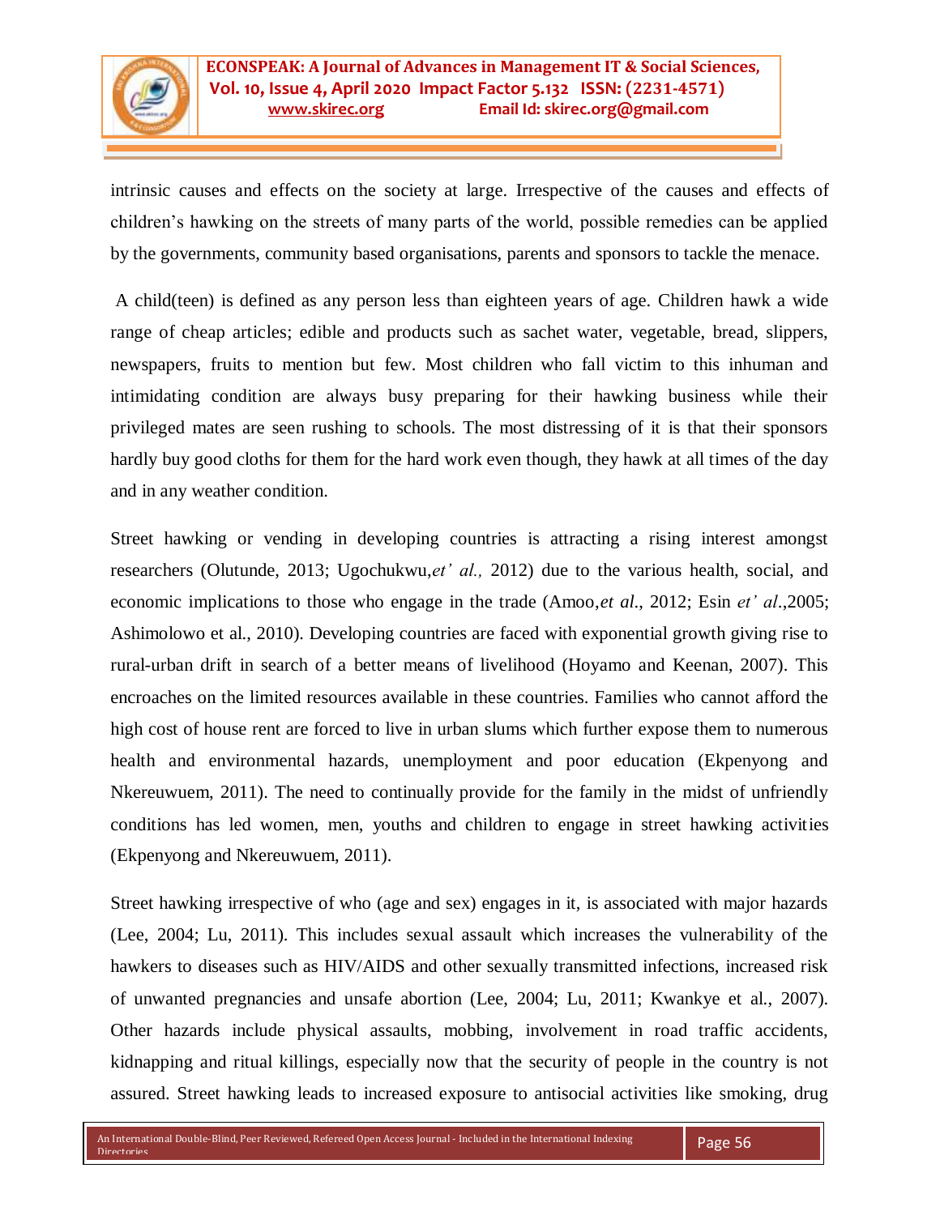intrinsic causes and effects on the society at large. Irrespective of the causes and effects of children's hawking on the streets of many parts of the world, possible remedies can be applied by the governments, community based organisations, parents and sponsors to tackle the menace.

A child(teen) is defined as any person less than eighteen years of age. Children hawk a wide range of cheap articles; edible and products such as sachet water, vegetable, bread, slippers, newspapers, fruits to mention but few. Most children who fall victim to this inhuman and intimidating condition are always busy preparing for their hawking business while their privileged mates are seen rushing to schools. The most distressing of it is that their sponsors hardly buy good cloths for them for the hard work even though, they hawk at all times of the day and in any weather condition.

Street hawking or vending in developing countries is attracting a rising interest amongst researchers (Olutunde, 2013; Ugochukwu,*et' al.,* 2012) due to the various health, social, and economic implications to those who engage in the trade (Amoo,*et al*., 2012; Esin *et' al*.,2005; Ashimolowo et al., 2010). Developing countries are faced with exponential growth giving rise to rural-urban drift in search of a better means of livelihood (Hoyamo and Keenan, 2007). This encroaches on the limited resources available in these countries. Families who cannot afford the high cost of house rent are forced to live in urban slums which further expose them to numerous health and environmental hazards, unemployment and poor education (Ekpenyong and Nkereuwuem, 2011). The need to continually provide for the family in the midst of unfriendly conditions has led women, men, youths and children to engage in street hawking activities (Ekpenyong and Nkereuwuem, 2011).

Street hawking irrespective of who (age and sex) engages in it, is associated with major hazards (Lee, 2004; Lu, 2011). This includes sexual assault which increases the vulnerability of the hawkers to diseases such as HIV/AIDS and other sexually transmitted infections, increased risk of unwanted pregnancies and unsafe abortion (Lee, 2004; Lu, 2011; Kwankye et al., 2007). Other hazards include physical assaults, mobbing, involvement in road traffic accidents, kidnapping and ritual killings, especially now that the security of people in the country is not assured. Street hawking leads to increased exposure to antisocial activities like smoking, drug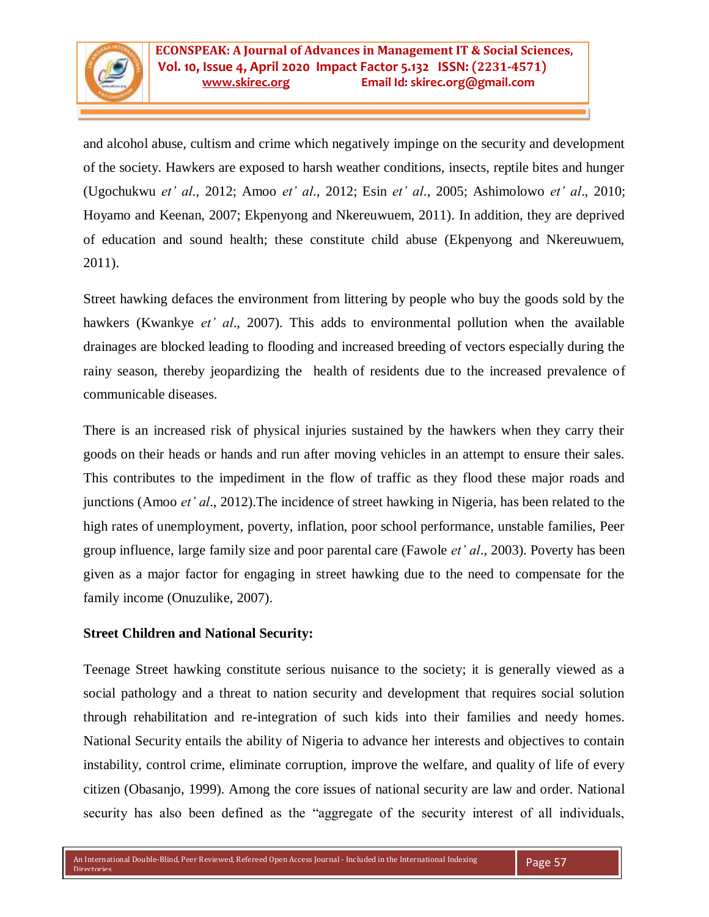and alcohol abuse, cultism and crime which negatively impinge on the security and development of the society. Hawkers are exposed to harsh weather conditions, insects, reptile bites and hunger (Ugochukwu *et' al*., 2012; Amoo *et' al*., 2012; Esin *et' al*., 2005; Ashimolowo *et' al*., 2010; Hoyamo and Keenan, 2007; Ekpenyong and Nkereuwuem, 2011). In addition, they are deprived of education and sound health; these constitute child abuse (Ekpenyong and Nkereuwuem, 2011).

Street hawking defaces the environment from littering by people who buy the goods sold by the hawkers (Kwankye *et' al*., 2007). This adds to environmental pollution when the available drainages are blocked leading to flooding and increased breeding of vectors especially during the rainy season, thereby jeopardizing the health of residents due to the increased prevalence of communicable diseases.

There is an increased risk of physical injuries sustained by the hawkers when they carry their goods on their heads or hands and run after moving vehicles in an attempt to ensure their sales. This contributes to the impediment in the flow of traffic as they flood these major roads and junctions (Amoo *et' al*., 2012).The incidence of street hawking in Nigeria, has been related to the high rates of unemployment, poverty, inflation, poor school performance, unstable families, Peer group influence, large family size and poor parental care (Fawole *et' al*., 2003). Poverty has been given as a major factor for engaging in street hawking due to the need to compensate for the family income (Onuzulike, 2007).

**Street Children and National Security:**

Teenage Street hawking constitute serious nuisance to the society; it is generally viewed as a social pathology and a threat to nation security and development that requires social solution through rehabilitation and re-integration of such kids into their families and needy homes. National Security entails the ability of Nigeria to advance her interests and objectives to contain instability, control crime, eliminate corruption, improve the welfare, and quality of life of every citizen (Obasanjo, 1999). Among the core issues of national security are law and order. National security has also been defined as the "aggregate of the security interest of all individuals,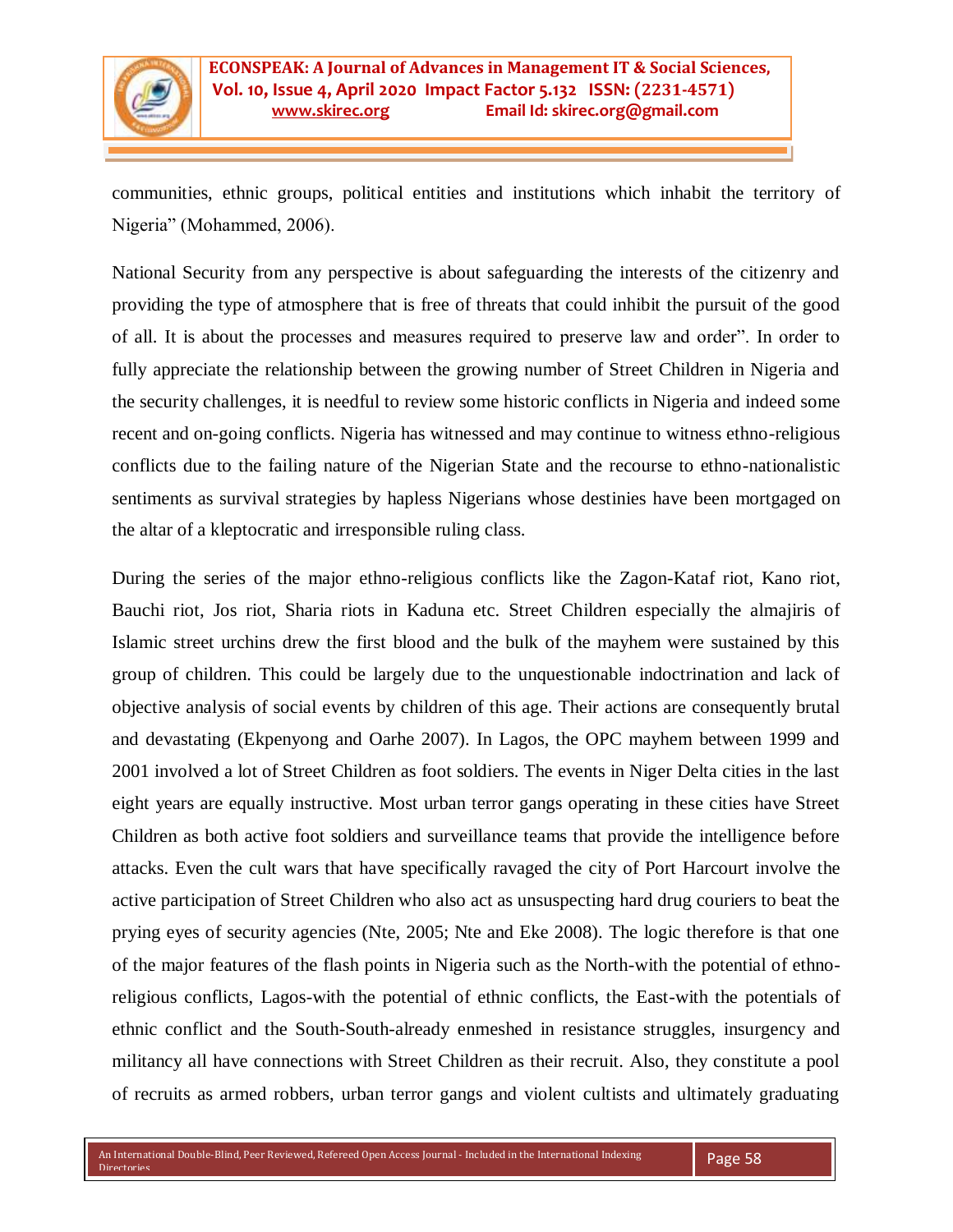communities, ethnic groups, political entities and institutions which inhabit the territory of Nigeria" (Mohammed, 2006).

National Security from any perspective is about safeguarding the interests of the citizenry and providing the type of atmosphere that is free of threats that could inhibit the pursuit of the good of all. It is about the processes and measures required to preserve law and order". In order to fully appreciate the relationship between the growing number of Street Children in Nigeria and the security challenges, it is needful to review some historic conflicts in Nigeria and indeed some recent and on-going conflicts. Nigeria has witnessed and may continue to witness ethno-religious conflicts due to the failing nature of the Nigerian State and the recourse to ethno-nationalistic sentiments as survival strategies by hapless Nigerians whose destinies have been mortgaged on the altar of a kleptocratic and irresponsible ruling class.

During the series of the major ethno-religious conflicts like the Zagon-Kataf riot, Kano riot, Bauchi riot, Jos riot, Sharia riots in Kaduna etc. Street Children especially the almajiris of Islamic street urchins drew the first blood and the bulk of the mayhem were sustained by this group of children. This could be largely due to the unquestionable indoctrination and lack of objective analysis of social events by children of this age. Their actions are consequently brutal and devastating (Ekpenyong and Oarhe 2007). In Lagos, the OPC mayhem between 1999 and 2001 involved a lot of Street Children as foot soldiers. The events in Niger Delta cities in the last eight years are equally instructive. Most urban terror gangs operating in these cities have Street Children as both active foot soldiers and surveillance teams that provide the intelligence before attacks. Even the cult wars that have specifically ravaged the city of Port Harcourt involve the active participation of Street Children who also act as unsuspecting hard drug couriers to beat the prying eyes of security agencies (Nte, 2005; Nte and Eke 2008). The logic therefore is that one of the major features of the flash points in Nigeria such as the North-with the potential of ethno-religious conflicts, Lagos-with the potential of ethnic conflicts, the East-with the potentials of ethnic conflict and the South-South-already enmeshed in resistance struggles, insurgency and militancy all have connections with Street Children as their recruit. Also, they constitute a pool of recruits as armed robbers, urban terror gangs and violent cultists and ultimately graduating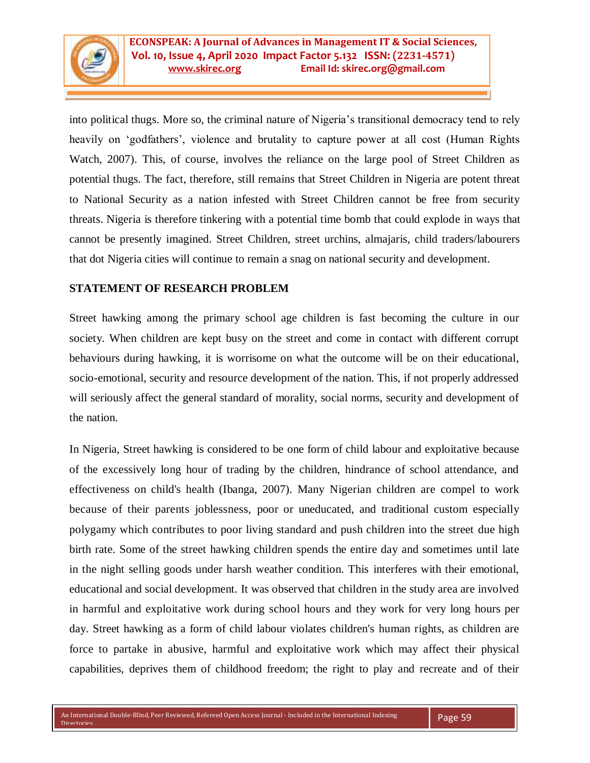into political thugs. More so, the criminal nature of Nigeria's transitional democracy tend to rely heavily on 'godfathers', violence and brutality to capture power at all cost (Human Rights Watch, 2007). This, of course, involves the reliance on the large pool of Street Children as potential thugs. The fact, therefore, still remains that Street Children in Nigeria are potent threat to National Security as a nation infested with Street Children cannot be free from security threats. Nigeria is therefore tinkering with a potential time bomb that could explode in ways that cannot be presently imagined. Street Children, street urchins, almajaris, child traders/labourers that dot Nigeria cities will continue to remain a snag on national security and development.

## STATEMENT OF RESEARCH PROBLEM

Street hawking among the primary school age children is fast becoming the culture in our society. When children are kept busy on the street and come in contact with different corrupt behaviours during hawking, it is worrisome on what the outcome will be on their educational, socio-emotional, security and resource development of the nation. This, if not properly addressed will seriously affect the general standard of morality, social norms, security and development of the nation.

In Nigeria, Street hawking is considered to be one form of child labour and exploitative because of the excessively long hour of trading by the children, hindrance of school attendance, and effectiveness on child's health (Ibanga, 2007). Many Nigerian children are compel to work because of their parents joblessness, poor or uneducated, and traditional custom especially polygamy which contributes to poor living standard and push children into the street due high birth rate. Some of the street hawking children spends the entire day and sometimes until late in the night selling goods under harsh weather condition. This interferes with their emotional, educational and social development. It was observed that children in the study area are involved in harmful and exploitative work during school hours and they work for very long hours per day. Street hawking as a form of child labour violates children's human rights, as children are force to partake in abusive, harmful and exploitative work which may affect their physical capabilities, deprives them of childhood freedom; the right to play and recreate and of their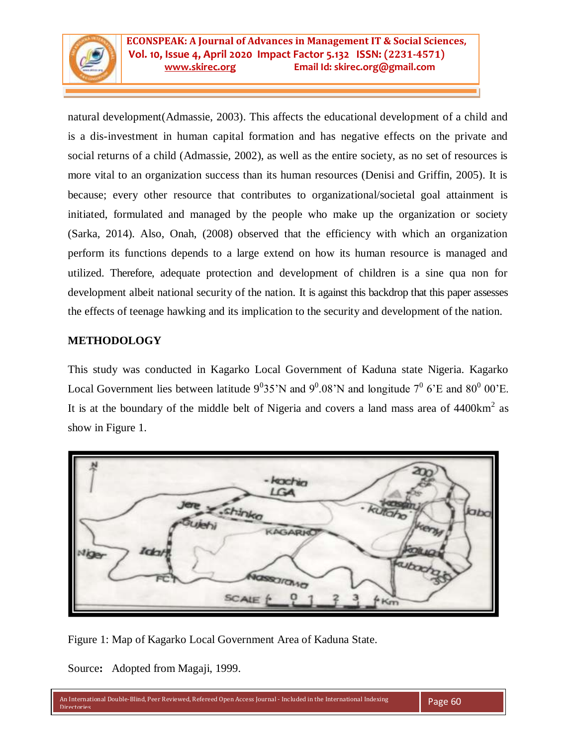natural development(Admassie, 2003). This affects the educational development of a child and is a dis-investment in human capital formation and has negative effects on the private and social returns of a child (Admassie, 2002), as well as the entire society, as no set of resources is more vital to an organization success than its human resources (Denisi and Griffin, 2005). It is because; every other resource that contributes to organizational/societal goal attainment is initiated, formulated and managed by the people who make up the organization or society (Sarka, 2014). Also, Onah, (2008) observed that the efficiency with which an organization perform its functions depends to a large extend on how its human resource is managed and utilized. Therefore, adequate protection and development of children is a sine qua non for development albeit national security of the nation. It is against this backdrop that this paper assesses the effects of teenage hawking and its implication to the security and development of the nation.

## METHODOLOGY

This study was conducted in Kagarko Local Government of Kaduna state Nigeria. Kagarko Local Government lies between latitude $9^0$35'N and $9^0$.08'N and longitude $7^0$ 6'E and $80^0$ 00'E. It is at the boundary of the middle belt of Nigeria and covers a land mass area of 4400km$^2$ as show in Figure 1.

Figure 1: Map of Kagarko Local Government Area of Kaduna State.

Source**:** Adopted from Magaji, 1999.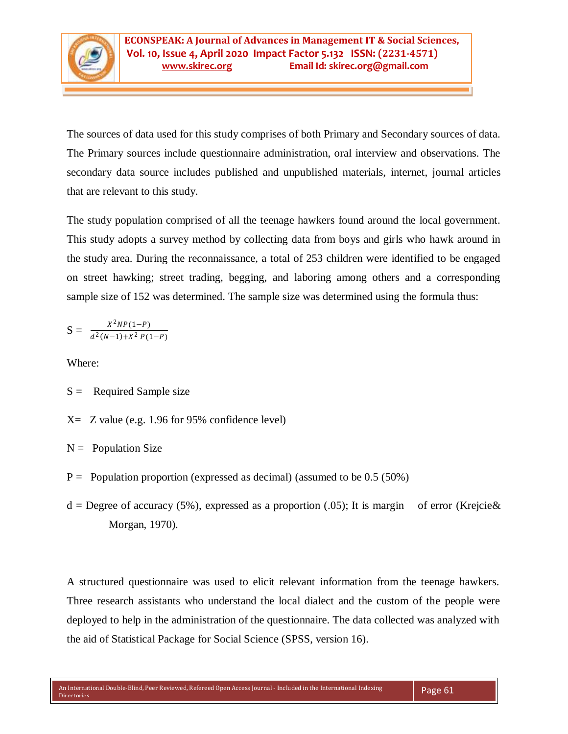The sources of data used for this study comprises of both Primary and Secondary sources of data. The Primary sources include questionnaire administration, oral interview and observations. The secondary data source includes published and unpublished materials, internet, journal articles that are relevant to this study.

The study population comprised of all the teenage hawkers found around the local government. This study adopts a survey method by collecting data from boys and girls who hawk around in the study area. During the reconnaissance, a total of 253 children were identified to be engaged on street hawking; street trading, begging, and laboring among others and a corresponding sample size of 152 was determined. The sample size was determined using the formula thus:

$$S = \frac{X^2 NP(1-P)}{d^2(N-1)+X^2\,P(1-P)}$$

Where:

S = Required Sample size

X= Z value (e.g. 1.96 for 95% confidence level)

N = Population Size

P = Population proportion (expressed as decimal) (assumed to be 0.5 (50%)

d = Degree of accuracy (5%), expressed as a proportion (.05); It is margin of error (Krejcie& Morgan, 1970).

A structured questionnaire was used to elicit relevant information from the teenage hawkers. Three research assistants who understand the local dialect and the custom of the people were deployed to help in the administration of the questionnaire. The data collected was analyzed with the aid of Statistical Package for Social Science (SPSS, version 16).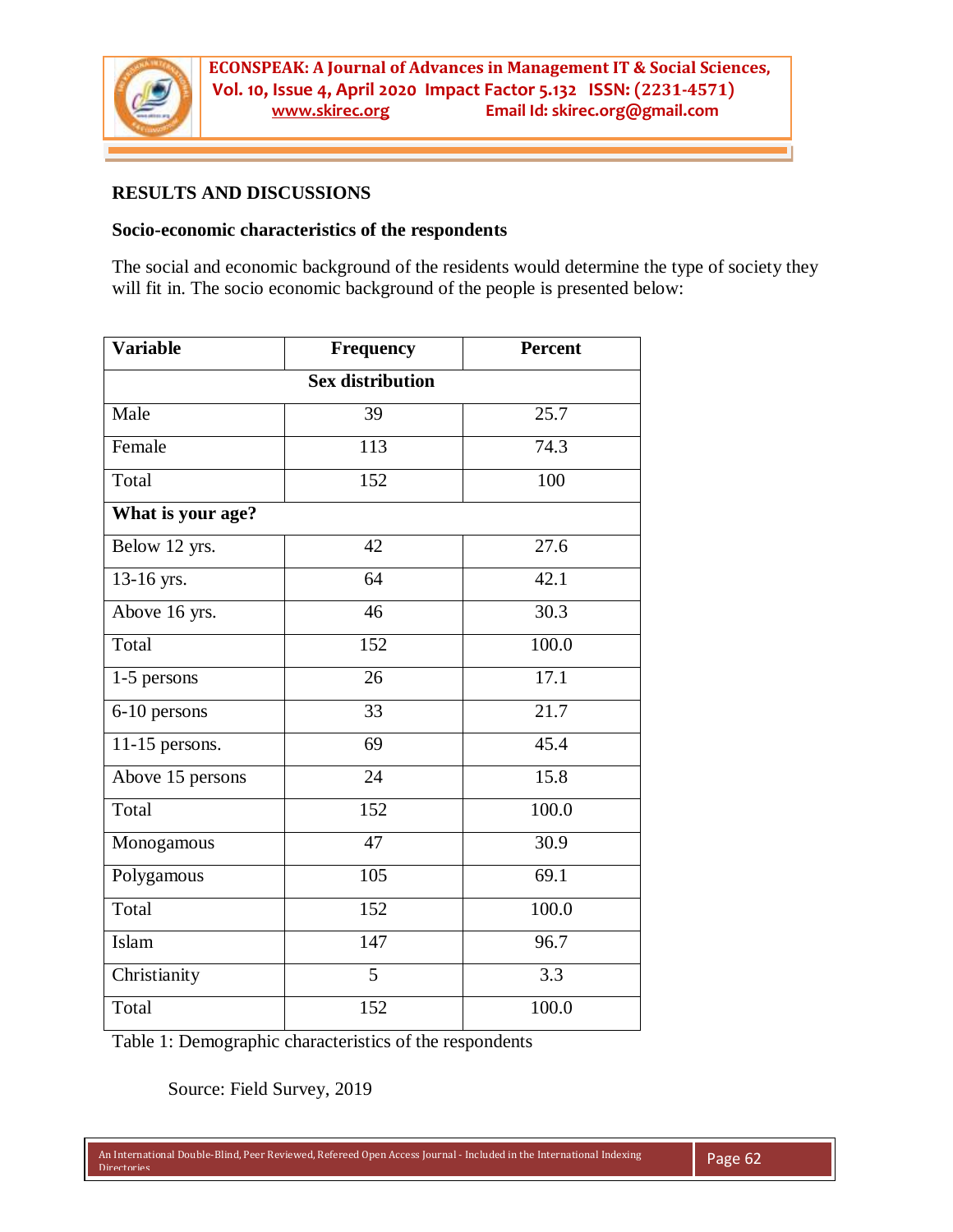## RESULTS AND DISCUSSIONS

### Socio-economic characteristics of the respondents

The social and economic background of the residents would determine the type of society they will fit in. The socio economic background of the people is presented below:

| Variable | Frequency | Percent |
|---|---|---|
| **Sex distribution** | | |
| Male | 39 | 25.7 |
| Female | 113 | 74.3 |
| Total | 152 | 100 |
| **What is your age?** | | |
| Below 12 yrs. | 42 | 27.6 |
| 13-16 yrs. | 64 | 42.1 |
| Above 16 yrs. | 46 | 30.3 |
| Total | 152 | 100.0 |
| 1-5 persons | 26 | 17.1 |
| 6-10 persons | 33 | 21.7 |
| 11-15 persons. | 69 | 45.4 |
| Above 15 persons | 24 | 15.8 |
| Total | 152 | 100.0 |
| Monogamous | 47 | 30.9 |
| Polygamous | 105 | 69.1 |
| Total | 152 | 100.0 |
| Islam | 147 | 96.7 |
| Christianity | 5 | 3.3 |
| Total | 152 | 100.0 |

Table 1: Demographic characteristics of the respondents

Source: Field Survey, 2019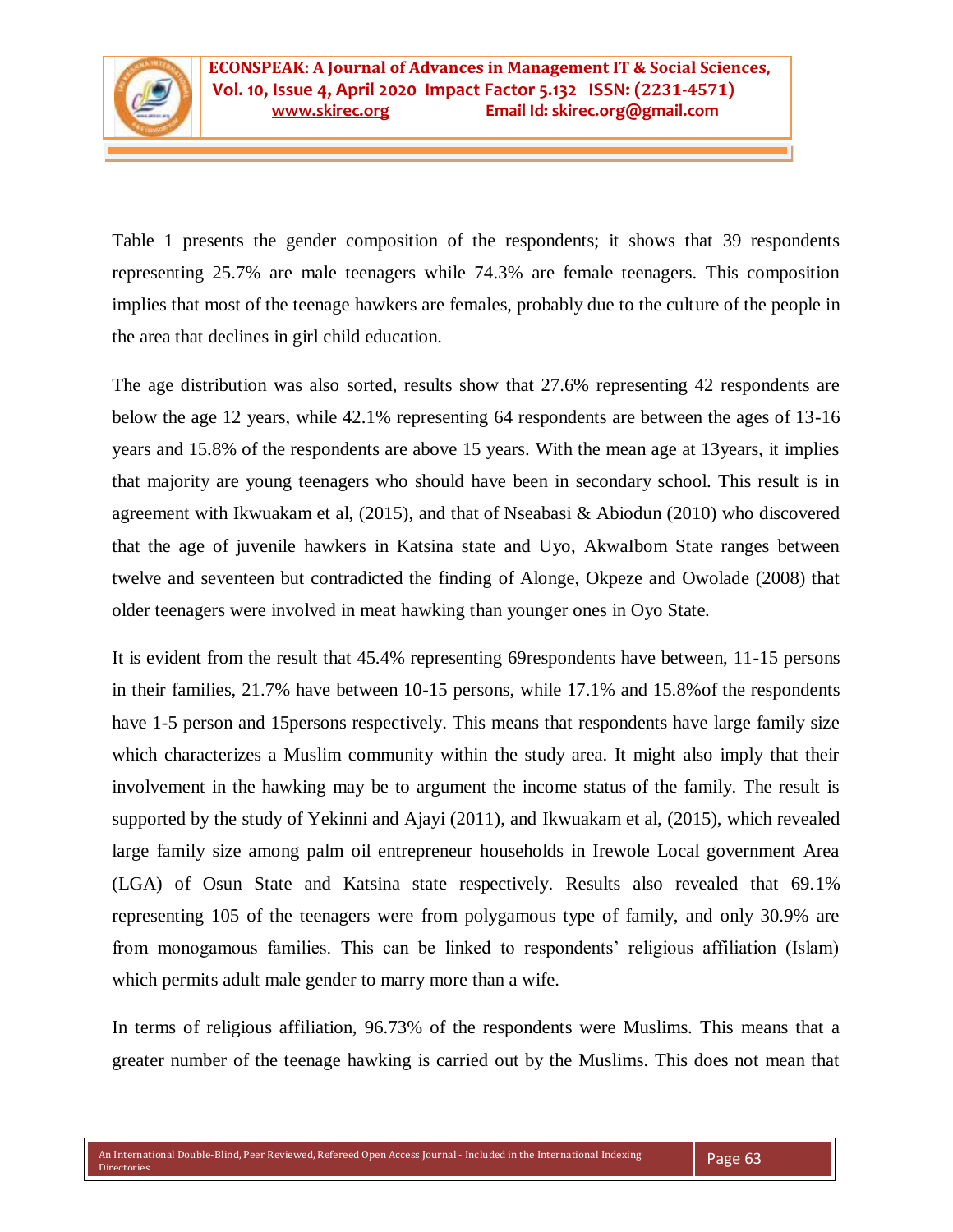Table 1 presents the gender composition of the respondents; it shows that 39 respondents representing 25.7% are male teenagers while 74.3% are female teenagers. This composition implies that most of the teenage hawkers are females, probably due to the culture of the people in the area that declines in girl child education.

The age distribution was also sorted, results show that 27.6% representing 42 respondents are below the age 12 years, while 42.1% representing 64 respondents are between the ages of 13-16 years and 15.8% of the respondents are above 15 years. With the mean age at 13years, it implies that majority are young teenagers who should have been in secondary school. This result is in agreement with Ikwuakam et al, (2015), and that of Nseabasi & Abiodun (2010) who discovered that the age of juvenile hawkers in Katsina state and Uyo, AkwaIbom State ranges between twelve and seventeen but contradicted the finding of Alonge, Okpeze and Owolade (2008) that older teenagers were involved in meat hawking than younger ones in Oyo State.

It is evident from the result that 45.4% representing 69respondents have between, 11-15 persons in their families, 21.7% have between 10-15 persons, while 17.1% and 15.8%of the respondents have 1-5 person and 15persons respectively. This means that respondents have large family size which characterizes a Muslim community within the study area. It might also imply that their involvement in the hawking may be to argument the income status of the family. The result is supported by the study of Yekinni and Ajayi (2011), and Ikwuakam et al, (2015), which revealed large family size among palm oil entrepreneur households in Irewole Local government Area (LGA) of Osun State and Katsina state respectively. Results also revealed that 69.1% representing 105 of the teenagers were from polygamous type of family, and only 30.9% are from monogamous families. This can be linked to respondents' religious affiliation (Islam) which permits adult male gender to marry more than a wife.

In terms of religious affiliation, 96.73% of the respondents were Muslims. This means that a greater number of the teenage hawking is carried out by the Muslims. This does not mean that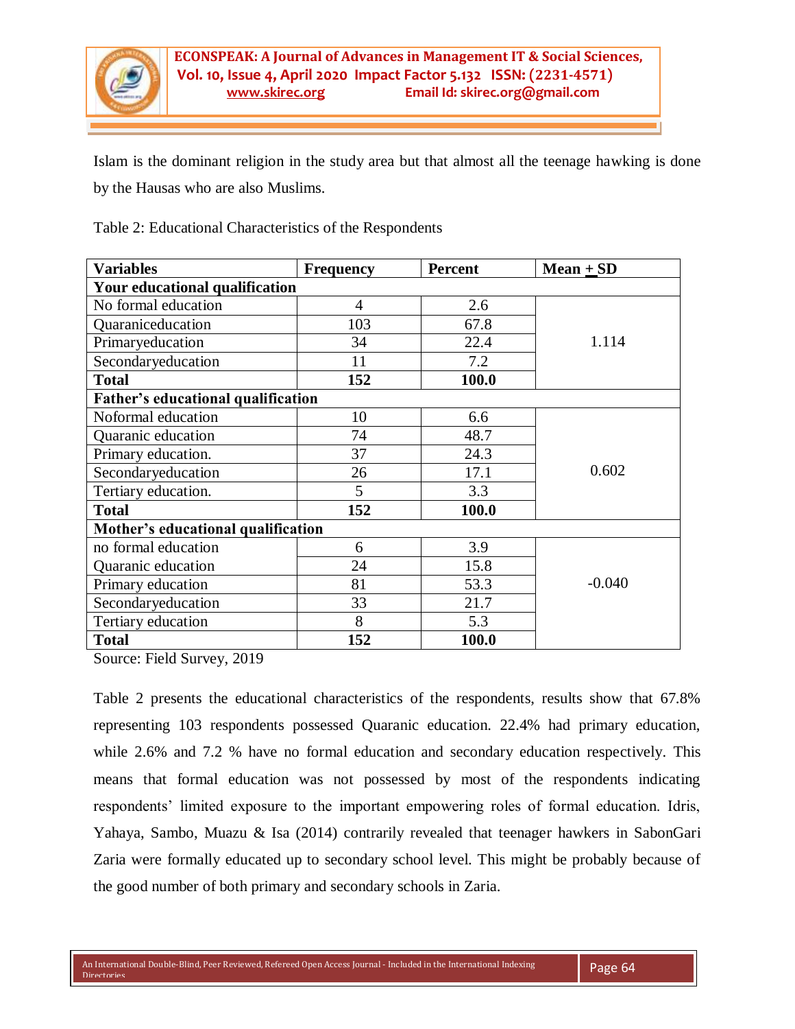Islam is the dominant religion in the study area but that almost all the teenage hawking is done by the Hausas who are also Muslims.

Table 2: Educational Characteristics of the Respondents

| Variables | Frequency | Percent | Mean + SD |
|---|---|---|---|
| **Your educational qualification** | | | |
| No formal education | 4 | 2.6 | 1.114 |
| Quaraniceducation | 103 | 67.8 | |
| Primaryeducation | 34 | 22.4 | |
| Secondaryeducation | 11 | 7.2 | |
| **Total** | **152** | **100.0** | |
| **Father's educational qualification** | | | |
| Noformal education | 10 | 6.6 | 0.602 |
| Quaranic education | 74 | 48.7 | |
| Primary education. | 37 | 24.3 | |
| Secondaryeducation | 26 | 17.1 | |
| Tertiary education. | 5 | 3.3 | |
| **Total** | **152** | **100.0** | |
| **Mother's educational qualification** | | | |
| no formal education | 6 | 3.9 | -0.040 |
| Quaranic education | 24 | 15.8 | |
| Primary education | 81 | 53.3 | |
| Secondaryeducation | 33 | 21.7 | |
| Tertiary education | 8 | 5.3 | |
| **Total** | **152** | **100.0** | |

Source: Field Survey, 2019

Table 2 presents the educational characteristics of the respondents, results show that 67.8% representing 103 respondents possessed Quaranic education. 22.4% had primary education, while 2.6% and 7.2 % have no formal education and secondary education respectively. This means that formal education was not possessed by most of the respondents indicating respondents' limited exposure to the important empowering roles of formal education. Idris, Yahaya, Sambo, Muazu & Isa (2014) contrarily revealed that teenager hawkers in SabonGari Zaria were formally educated up to secondary school level. This might be probably because of the good number of both primary and secondary schools in Zaria.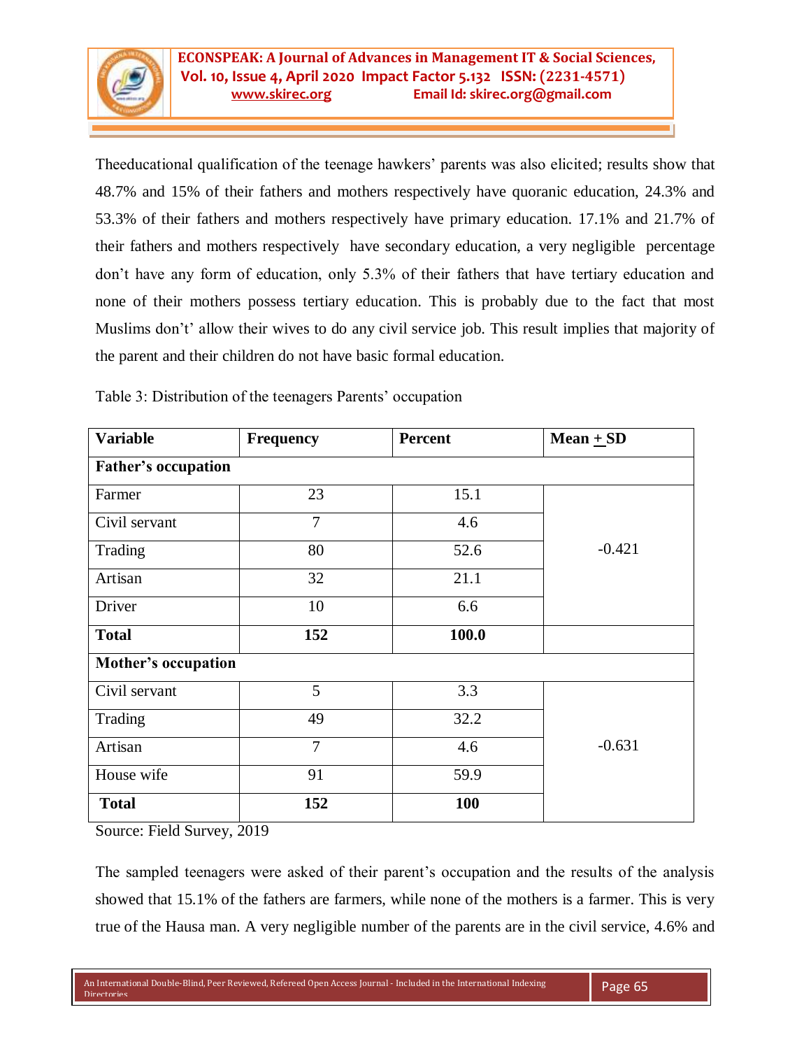Theeducational qualification of the teenage hawkers' parents was also elicited; results show that 48.7% and 15% of their fathers and mothers respectively have quoranic education, 24.3% and 53.3% of their fathers and mothers respectively have primary education. 17.1% and 21.7% of their fathers and mothers respectively have secondary education, a very negligible percentage don't have any form of education, only 5.3% of their fathers that have tertiary education and none of their mothers possess tertiary education. This is probably due to the fact that most Muslims don't' allow their wives to do any civil service job. This result implies that majority of the parent and their children do not have basic formal education.

Table 3: Distribution of the teenagers Parents' occupation

| Variable | Frequency | Percent | Mean + SD |
|---|---|---|---|
| **Father's occupation** | | | |
| Farmer | 23 | 15.1 | -0.421 |
| Civil servant | 7 | 4.6 | |
| Trading | 80 | 52.6 | |
| Artisan | 32 | 21.1 | |
| Driver | 10 | 6.6 | |
| **Total** | **152** | **100.0** | |
| **Mother's occupation** | | | |
| Civil servant | 5 | 3.3 | -0.631 |
| Trading | 49 | 32.2 | |
| Artisan | 7 | 4.6 | |
| House wife | 91 | 59.9 | |
| **Total** | **152** | **100** | |

Source: Field Survey, 2019

The sampled teenagers were asked of their parent's occupation and the results of the analysis showed that 15.1% of the fathers are farmers, while none of the mothers is a farmer. This is very true of the Hausa man. A very negligible number of the parents are in the civil service, 4.6% and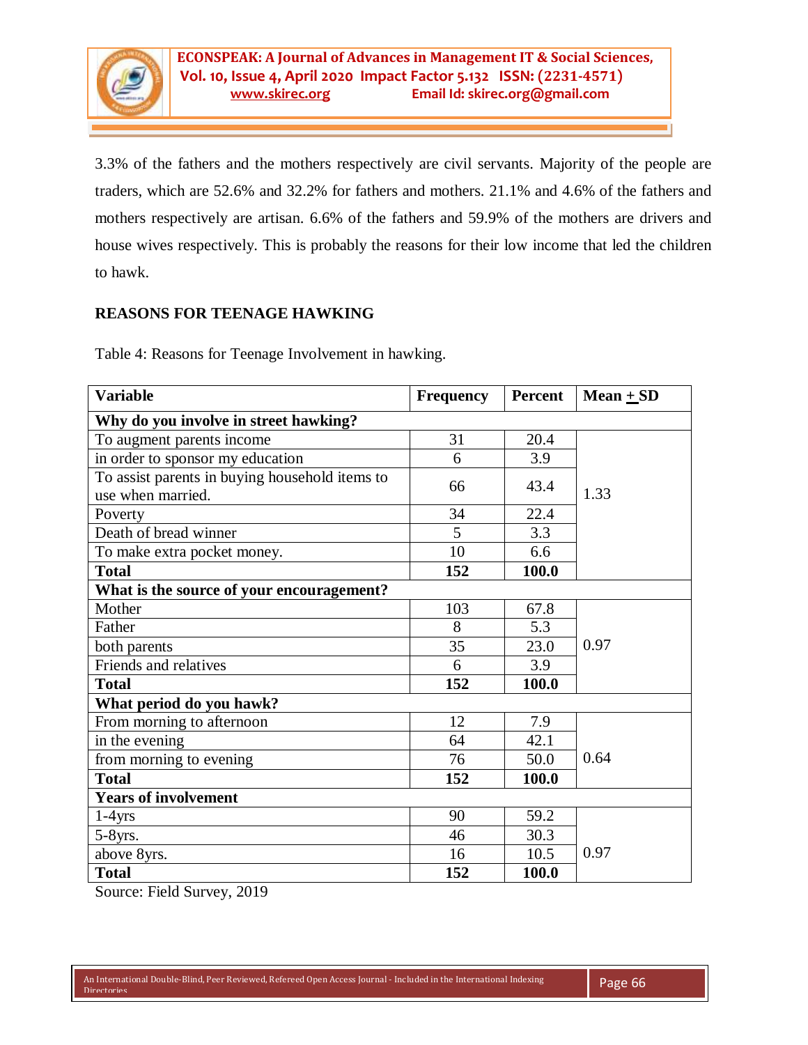3.3% of the fathers and the mothers respectively are civil servants. Majority of the people are traders, which are 52.6% and 32.2% for fathers and mothers. 21.1% and 4.6% of the fathers and mothers respectively are artisan. 6.6% of the fathers and 59.9% of the mothers are drivers and house wives respectively. This is probably the reasons for their low income that led the children to hawk.

## REASONS FOR TEENAGE HAWKING

Table 4: Reasons for Teenage Involvement in hawking.

| Variable | Frequency | Percent | Mean + SD |
|---|---|---|---|
| **Why do you involve in street hawking?** | | | |
| To augment parents income | 31 | 20.4 | 1.33 |
| in order to sponsor my education | 6 | 3.9 | |
| To assist parents in buying household items to use when married. | 66 | 43.4 | |
| Poverty | 34 | 22.4 | |
| Death of bread winner | 5 | 3.3 | |
| To make extra pocket money. | 10 | 6.6 | |
| **Total** | **152** | **100.0** | |
| **What is the source of your encouragement?** | | | |
| Mother | 103 | 67.8 | 0.97 |
| Father | 8 | 5.3 | |
| both parents | 35 | 23.0 | |
| Friends and relatives | 6 | 3.9 | |
| **Total** | **152** | **100.0** | |
| **What period do you hawk?** | | | |
| From morning to afternoon | 12 | 7.9 | 0.64 |
| in the evening | 64 | 42.1 | |
| from morning to evening | 76 | 50.0 | |
| **Total** | **152** | **100.0** | |
| **Years of involvement** | | | |
| 1-4yrs | 90 | 59.2 | 0.97 |
| 5-8yrs. | 46 | 30.3 | |
| above 8yrs. | 16 | 10.5 | |
| **Total** | **152** | **100.0** | |

Source: Field Survey, 2019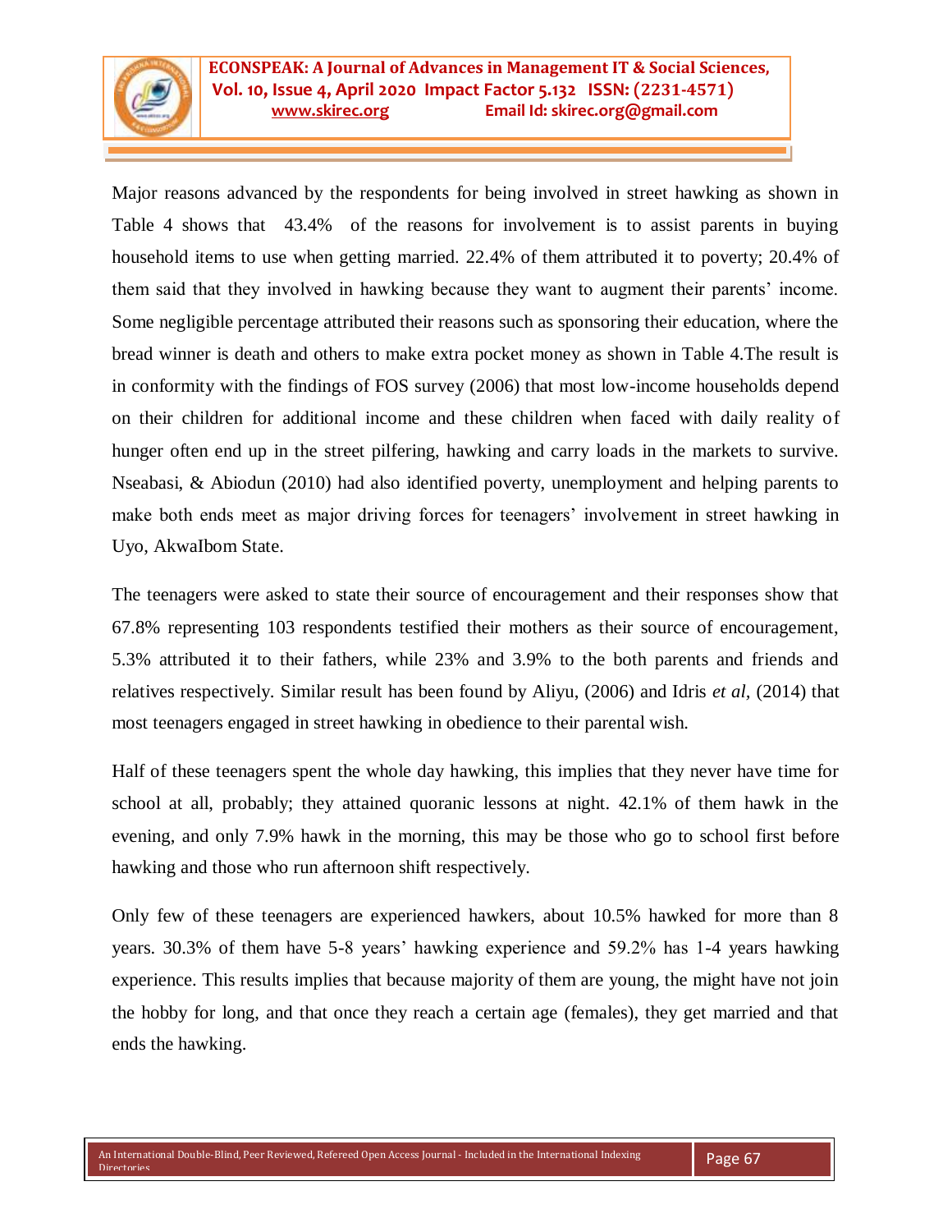Major reasons advanced by the respondents for being involved in street hawking as shown in Table 4 shows that 43.4% of the reasons for involvement is to assist parents in buying household items to use when getting married. 22.4% of them attributed it to poverty; 20.4% of them said that they involved in hawking because they want to augment their parents' income. Some negligible percentage attributed their reasons such as sponsoring their education, where the bread winner is death and others to make extra pocket money as shown in Table 4.The result is in conformity with the findings of FOS survey (2006) that most low-income households depend on their children for additional income and these children when faced with daily reality of hunger often end up in the street pilfering, hawking and carry loads in the markets to survive. Nseabasi, & Abiodun (2010) had also identified poverty, unemployment and helping parents to make both ends meet as major driving forces for teenagers' involvement in street hawking in Uyo, AkwaIbom State.

The teenagers were asked to state their source of encouragement and their responses show that 67.8% representing 103 respondents testified their mothers as their source of encouragement, 5.3% attributed it to their fathers, while 23% and 3.9% to the both parents and friends and relatives respectively. Similar result has been found by Aliyu, (2006) and Idris *et al,* (2014) that most teenagers engaged in street hawking in obedience to their parental wish.

Half of these teenagers spent the whole day hawking, this implies that they never have time for school at all, probably; they attained quoranic lessons at night. 42.1% of them hawk in the evening, and only 7.9% hawk in the morning, this may be those who go to school first before hawking and those who run afternoon shift respectively.

Only few of these teenagers are experienced hawkers, about 10.5% hawked for more than 8 years. 30.3% of them have 5-8 years' hawking experience and 59.2% has 1-4 years hawking experience. This results implies that because majority of them are young, the might have not join the hobby for long, and that once they reach a certain age (females), they get married and that ends the hawking.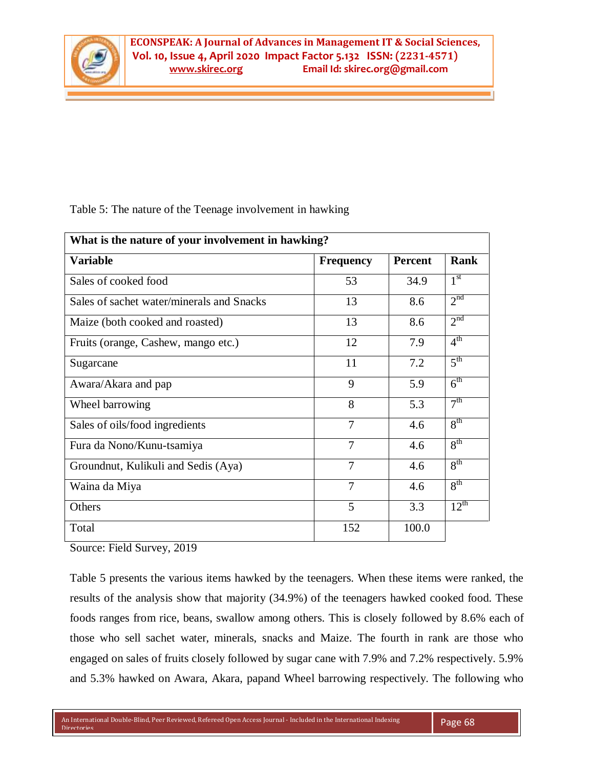Table 5: The nature of the Teenage involvement in hawking

| What is the nature of your involvement in hawking? | | | |
|---|---|---|---|
| **Variable** | **Frequency** | **Percent** | **Rank** |
| Sales of cooked food | 53 | 34.9 | 1st |
| Sales of sachet water/minerals and Snacks | 13 | 8.6 | 2nd |
| Maize (both cooked and roasted) | 13 | 8.6 | 2nd |
| Fruits (orange, Cashew, mango etc.) | 12 | 7.9 | 4th |
| Sugarcane | 11 | 7.2 | 5th |
| Awara/Akara and pap | 9 | 5.9 | 6th |
| Wheel barrowing | 8 | 5.3 | 7th |
| Sales of oils/food ingredients | 7 | 4.6 | 8th |
| Fura da Nono/Kunu-tsamiya | 7 | 4.6 | 8th |
| Groundnut, Kulikuli and Sedis (Aya) | 7 | 4.6 | 8th |
| Waina da Miya | 7 | 4.6 | 8th |
| Others | 5 | 3.3 | 12th |
| Total | 152 | 100.0 | |

Source: Field Survey, 2019

Table 5 presents the various items hawked by the teenagers. When these items were ranked, the results of the analysis show that majority (34.9%) of the teenagers hawked cooked food. These foods ranges from rice, beans, swallow among others. This is closely followed by 8.6% each of those who sell sachet water, minerals, snacks and Maize. The fourth in rank are those who engaged on sales of fruits closely followed by sugar cane with 7.9% and 7.2% respectively. 5.9% and 5.3% hawked on Awara, Akara, papand Wheel barrowing respectively. The following who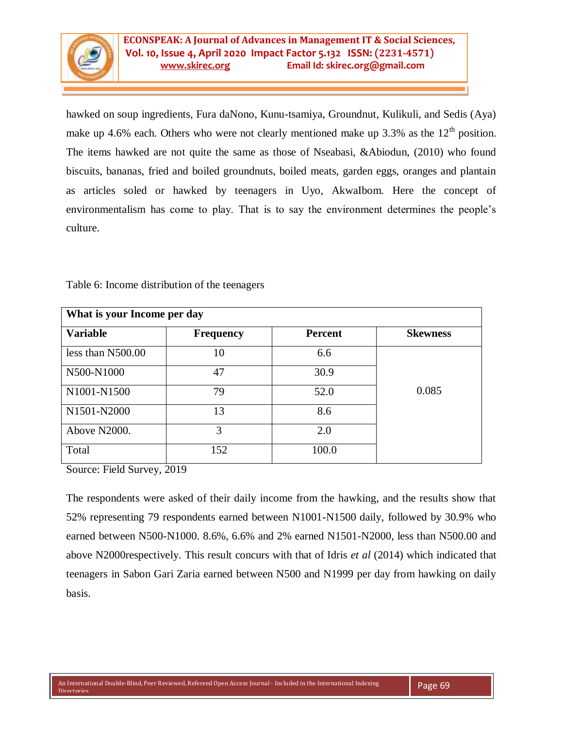hawked on soup ingredients, Fura daNono, Kunu-tsamiya, Groundnut, Kulikuli, and Sedis (Aya) make up 4.6% each. Others who were not clearly mentioned make up 3.3% as the 12th position. The items hawked are not quite the same as those of Nseabasi, &Abiodun, (2010) who found biscuits, bananas, fried and boiled groundnuts, boiled meats, garden eggs, oranges and plantain as articles soled or hawked by teenagers in Uyo, AkwaIbom. Here the concept of environmentalism has come to play. That is to say the environment determines the people's culture.

Table 6: Income distribution of the teenagers

| **What is your Income per day** | | | |
|---|---|---|---|
| **Variable** | **Frequency** | **Percent** | **Skewness** |
| less than N500.00 | 10 | 6.6 | 0.085 |
| N500-N1000 | 47 | 30.9 | |
| N1001-N1500 | 79 | 52.0 | |
| N1501-N2000 | 13 | 8.6 | |
| Above N2000. | 3 | 2.0 | |
| Total | 152 | 100.0 | |

Source: Field Survey, 2019

The respondents were asked of their daily income from the hawking, and the results show that 52% representing 79 respondents earned between N1001-N1500 daily, followed by 30.9% who earned between N500-N1000. 8.6%, 6.6% and 2% earned N1501-N2000, less than N500.00 and above N2000respectively. This result concurs with that of Idris *et al* (2014) which indicated that teenagers in Sabon Gari Zaria earned between N500 and N1999 per day from hawking on daily basis.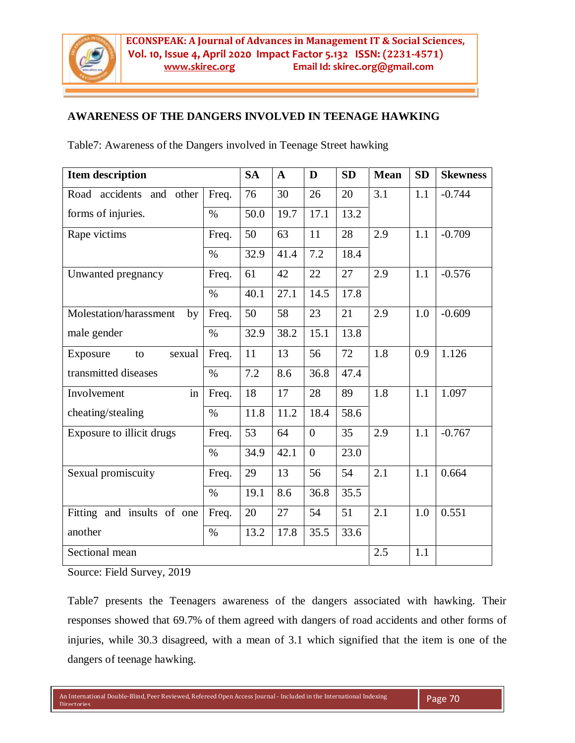## AWARENESS OF THE DANGERS INVOLVED IN TEENAGE HAWKING

Table7: Awareness of the Dangers involved in Teenage Street hawking

| Item description | | SA | A | D | SD | Mean | SD | Skewness |
|---|---|---|---|---|---|---|---|---|
| Road accidents and other forms of injuries. | Freq. | 76 | 30 | 26 | 20 | 3.1 | 1.1 | -0.744 |
| | % | 50.0 | 19.7 | 17.1 | 13.2 | | | |
| Rape victims | Freq. | 50 | 63 | 11 | 28 | 2.9 | 1.1 | -0.709 |
| | % | 32.9 | 41.4 | 7.2 | 18.4 | | | |
| Unwanted pregnancy | Freq. | 61 | 42 | 22 | 27 | 2.9 | 1.1 | -0.576 |
| | % | 40.1 | 27.1 | 14.5 | 17.8 | | | |
| Molestation/harassment by male gender | Freq. | 50 | 58 | 23 | 21 | 2.9 | 1.0 | -0.609 |
| | % | 32.9 | 38.2 | 15.1 | 13.8 | | | |
| Exposure to sexual transmitted diseases | Freq. | 11 | 13 | 56 | 72 | 1.8 | 0.9 | 1.126 |
| | % | 7.2 | 8.6 | 36.8 | 47.4 | | | |
| Involvement in cheating/stealing | Freq. | 18 | 17 | 28 | 89 | 1.8 | 1.1 | 1.097 |
| | % | 11.8 | 11.2 | 18.4 | 58.6 | | | |
| Exposure to illicit drugs | Freq. | 53 | 64 | 0 | 35 | 2.9 | 1.1 | -0.767 |
| | % | 34.9 | 42.1 | 0 | 23.0 | | | |
| Sexual promiscuity | Freq. | 29 | 13 | 56 | 54 | 2.1 | 1.1 | 0.664 |
| | % | 19.1 | 8.6 | 36.8 | 35.5 | | | |
| Fitting and insults of one another | Freq. | 20 | 27 | 54 | 51 | 2.1 | 1.0 | 0.551 |
| | % | 13.2 | 17.8 | 35.5 | 33.6 | | | |
| Sectional mean | | | | | | 2.5 | 1.1 | |

Source: Field Survey, 2019

Table7 presents the Teenagers awareness of the dangers associated with hawking. Their responses showed that 69.7% of them agreed with dangers of road accidents and other forms of injuries, while 30.3 disagreed, with a mean of 3.1 which signified that the item is one of the dangers of teenage hawking.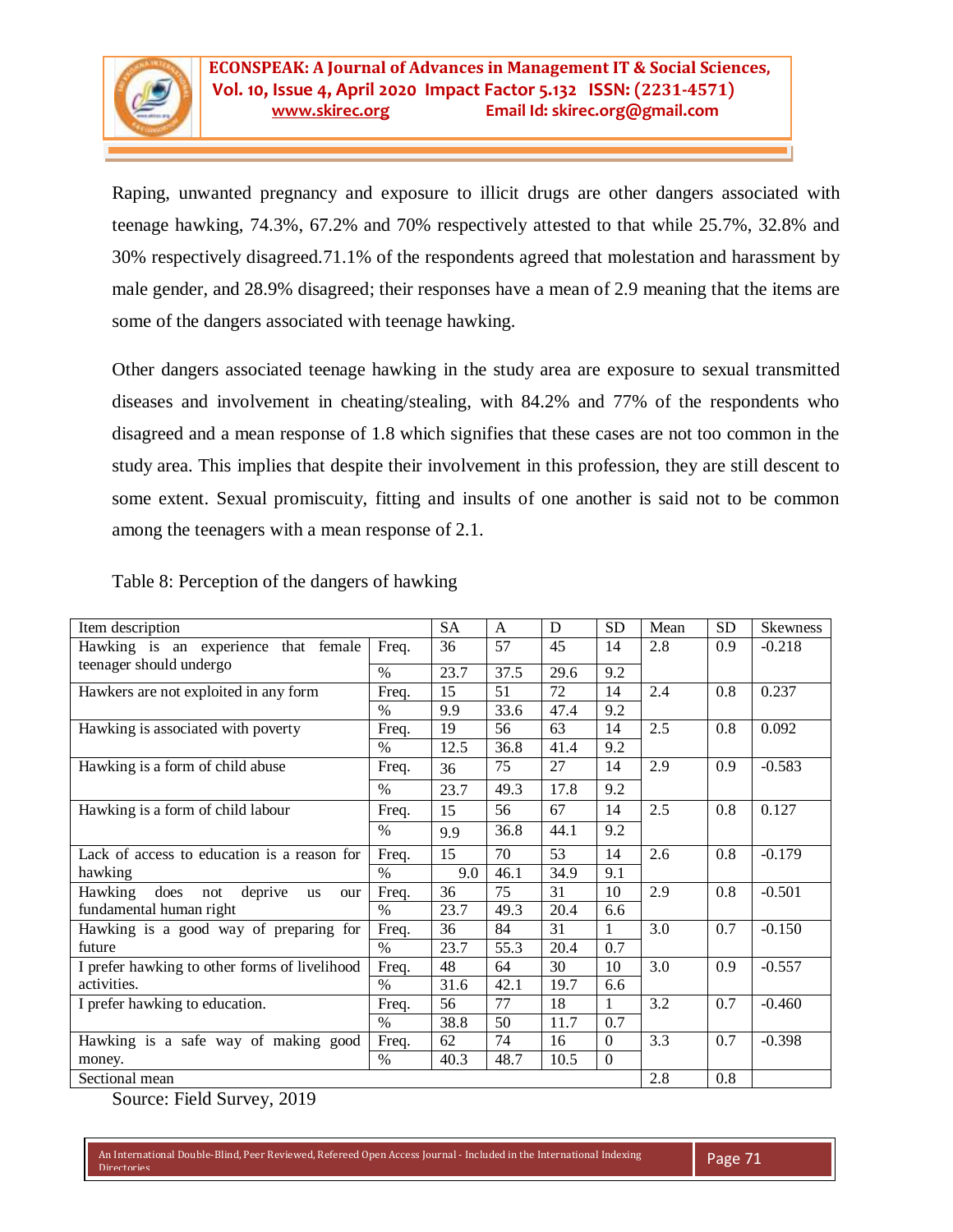Raping, unwanted pregnancy and exposure to illicit drugs are other dangers associated with teenage hawking, 74.3%, 67.2% and 70% respectively attested to that while 25.7%, 32.8% and 30% respectively disagreed.71.1% of the respondents agreed that molestation and harassment by male gender, and 28.9% disagreed; their responses have a mean of 2.9 meaning that the items are some of the dangers associated with teenage hawking.

Other dangers associated teenage hawking in the study area are exposure to sexual transmitted diseases and involvement in cheating/stealing, with 84.2% and 77% of the respondents who disagreed and a mean response of 1.8 which signifies that these cases are not too common in the study area. This implies that despite their involvement in this profession, they are still descent to some extent. Sexual promiscuity, fitting and insults of one another is said not to be common among the teenagers with a mean response of 2.1.

Table 8: Perception of the dangers of hawking

| Item description | | SA | A | D | SD | Mean | SD | Skewness |
|---|---|---|---|---|---|---|---|---|
| Hawking is an experience that female teenager should undergo | Freq. | 36 | 57 | 45 | 14 | 2.8 | 0.9 | -0.218 |
| | % | 23.7 | 37.5 | 29.6 | 9.2 | | | |
| Hawkers are not exploited in any form | Freq. | 15 | 51 | 72 | 14 | 2.4 | 0.8 | 0.237 |
| | % | 9.9 | 33.6 | 47.4 | 9.2 | | | |
| Hawking is associated with poverty | Freq. | 19 | 56 | 63 | 14 | 2.5 | 0.8 | 0.092 |
| | % | 12.5 | 36.8 | 41.4 | 9.2 | | | |
| Hawking is a form of child abuse | Freq. | 36 | 75 | 27 | 14 | 2.9 | 0.9 | -0.583 |
| | % | 23.7 | 49.3 | 17.8 | 9.2 | | | |
| Hawking is a form of child labour | Freq. | 15 | 56 | 67 | 14 | 2.5 | 0.8 | 0.127 |
| | % | 9.9 | 36.8 | 44.1 | 9.2 | | | |
| Lack of access to education is a reason for hawking | Freq. | 15 | 70 | 53 | 14 | 2.6 | 0.8 | -0.179 |
| | % | 9.0 | 46.1 | 34.9 | 9.1 | | | |
| Hawking does not deprive us our fundamental human right | Freq. | 36 | 75 | 31 | 10 | 2.9 | 0.8 | -0.501 |
| | % | 23.7 | 49.3 | 20.4 | 6.6 | | | |
| Hawking is a good way of preparing for future | Freq. | 36 | 84 | 31 | 1 | 3.0 | 0.7 | -0.150 |
| | % | 23.7 | 55.3 | 20.4 | 0.7 | | | |
| I prefer hawking to other forms of livelihood activities. | Freq. | 48 | 64 | 30 | 10 | 3.0 | 0.9 | -0.557 |
| | % | 31.6 | 42.1 | 19.7 | 6.6 | | | |
| I prefer hawking to education. | Freq. | 56 | 77 | 18 | 1 | 3.2 | 0.7 | -0.460 |
| | % | 38.8 | 50 | 11.7 | 0.7 | | | |
| Hawking is a safe way of making good money. | Freq. | 62 | 74 | 16 | 0 | 3.3 | 0.7 | -0.398 |
| | % | 40.3 | 48.7 | 10.5 | 0 | | | |
| Sectional mean | | | | | | 2.8 | 0.8 | |

Source: Field Survey, 2019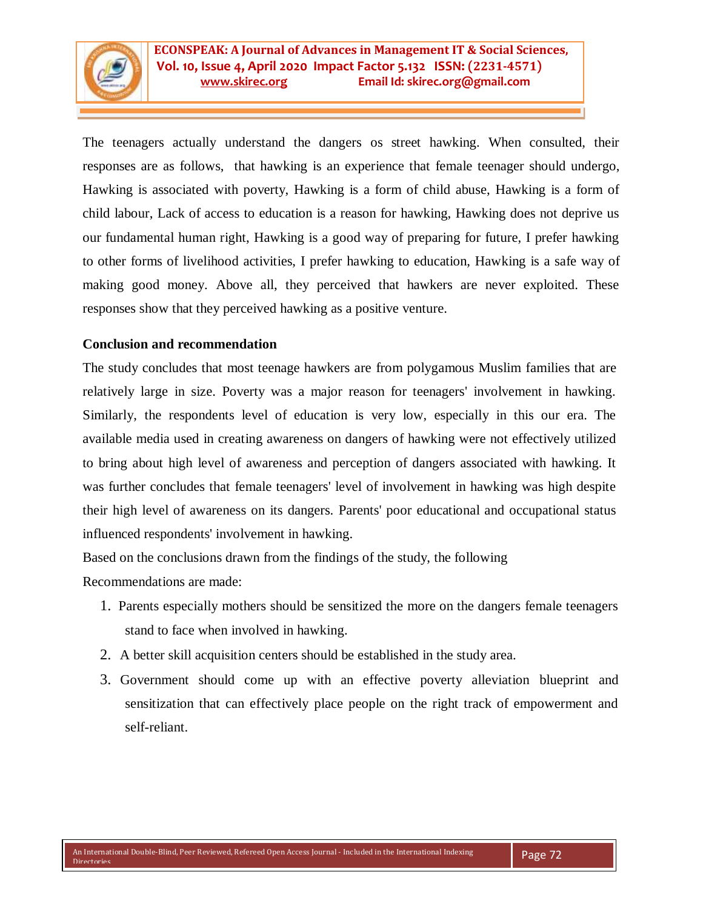The teenagers actually understand the dangers os street hawking. When consulted, their responses are as follows, that hawking is an experience that female teenager should undergo, Hawking is associated with poverty, Hawking is a form of child abuse, Hawking is a form of child labour, Lack of access to education is a reason for hawking, Hawking does not deprive us our fundamental human right, Hawking is a good way of preparing for future, I prefer hawking to other forms of livelihood activities, I prefer hawking to education, Hawking is a safe way of making good money. Above all, they perceived that hawkers are never exploited. These responses show that they perceived hawking as a positive venture.

**Conclusion and recommendation**

The study concludes that most teenage hawkers are from polygamous Muslim families that are relatively large in size. Poverty was a major reason for teenagers' involvement in hawking. Similarly, the respondents level of education is very low, especially in this our era. The available media used in creating awareness on dangers of hawking were not effectively utilized to bring about high level of awareness and perception of dangers associated with hawking. It was further concludes that female teenagers' level of involvement in hawking was high despite their high level of awareness on its dangers. Parents' poor educational and occupational status influenced respondents' involvement in hawking.

Based on the conclusions drawn from the findings of the study, the following Recommendations are made:

1. Parents especially mothers should be sensitized the more on the dangers female teenagers stand to face when involved in hawking.
2. A better skill acquisition centers should be established in the study area.
3. Government should come up with an effective poverty alleviation blueprint and sensitization that can effectively place people on the right track of empowerment and self-reliant.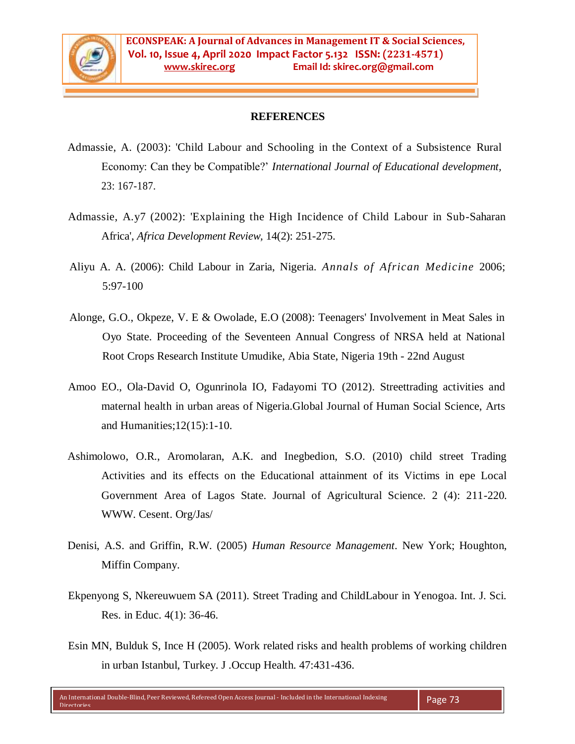## REFERENCES

Admassie, A. (2003): 'Child Labour and Schooling in the Context of a Subsistence Rural Economy: Can they be Compatible?' *International Journal of Educational development,* 23: 167-187.

Admassie, A.y7 (2002): 'Explaining the High Incidence of Child Labour in Sub-Saharan Africa', *Africa Development Review,* 14(2): 251-275.

Aliyu A. A. (2006): Child Labour in Zaria, Nigeria. *Annals of African Medicine* 2006; 5:97-100

Alonge, G.O., Okpeze, V. E & Owolade, E.O (2008): Teenagers' Involvement in Meat Sales in Oyo State. Proceeding of the Seventeen Annual Congress of NRSA held at National Root Crops Research Institute Umudike, Abia State, Nigeria 19th - 22nd August

Amoo EO., Ola-David O, Ogunrinola IO, Fadayomi TO (2012). Streettrading activities and maternal health in urban areas of Nigeria.Global Journal of Human Social Science, Arts and Humanities;12(15):1-10.

Ashimolowo, O.R., Aromolaran, A.K. and Inegbedion, S.O. (2010) child street Trading Activities and its effects on the Educational attainment of its Victims in epe Local Government Area of Lagos State. Journal of Agricultural Science. 2 (4): 211-220. WWW. Cesent. Org/Jas/

Denisi, A.S. and Griffin, R.W. (2005) *Human Resource Management*. New York; Houghton, Miffin Company.

Ekpenyong S, Nkereuwuem SA (2011). Street Trading and ChildLabour in Yenogoa. Int. J. Sci. Res. in Educ. 4(1): 36-46.

Esin MN, Bulduk S, Ince H (2005). Work related risks and health problems of working children in urban Istanbul, Turkey. J .Occup Health. 47:431-436.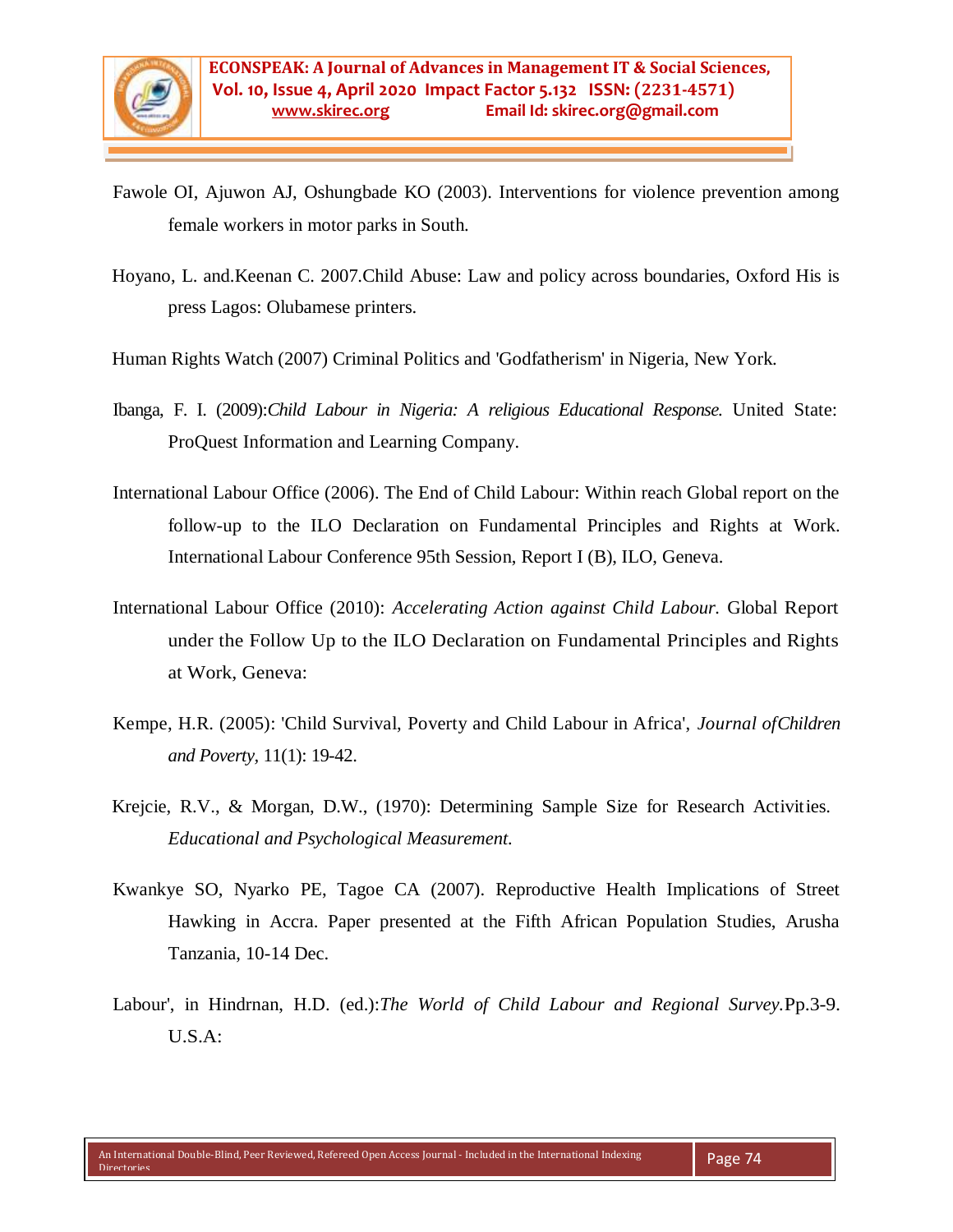Fawole OI, Ajuwon AJ, Oshungbade KO (2003). Interventions for violence prevention among female workers in motor parks in South.

Hoyano, L. and.Keenan C. 2007.Child Abuse: Law and policy across boundaries, Oxford His is press Lagos: Olubamese printers.

Human Rights Watch (2007) Criminal Politics and 'Godfatherism' in Nigeria, New York.

Ibanga, F. I. (2009):*Child Labour in Nigeria: A religious Educational Response.* United State: ProQuest Information and Learning Company.

International Labour Office (2006). The End of Child Labour: Within reach Global report on the follow-up to the ILO Declaration on Fundamental Principles and Rights at Work. International Labour Conference 95th Session, Report I (B), ILO, Geneva.

International Labour Office (2010): *Accelerating Action against Child Labour.* Global Report under the Follow Up to the ILO Declaration on Fundamental Principles and Rights at Work, Geneva:

Kempe, H.R. (2005): 'Child Survival, Poverty and Child Labour in Africa', *Journal ofChildren and Poverty*, 11(1): 19-42.

Krejcie, R.V., & Morgan, D.W., (1970): Determining Sample Size for Research Activities. *Educational and Psychological Measurement.*

Kwankye SO, Nyarko PE, Tagoe CA (2007). Reproductive Health Implications of Street Hawking in Accra. Paper presented at the Fifth African Population Studies, Arusha Tanzania, 10-14 Dec.

Labour', in Hindrnan, H.D. (ed.):*The World of Child Labour and Regional Survey.*Pp.3-9. U.S.A: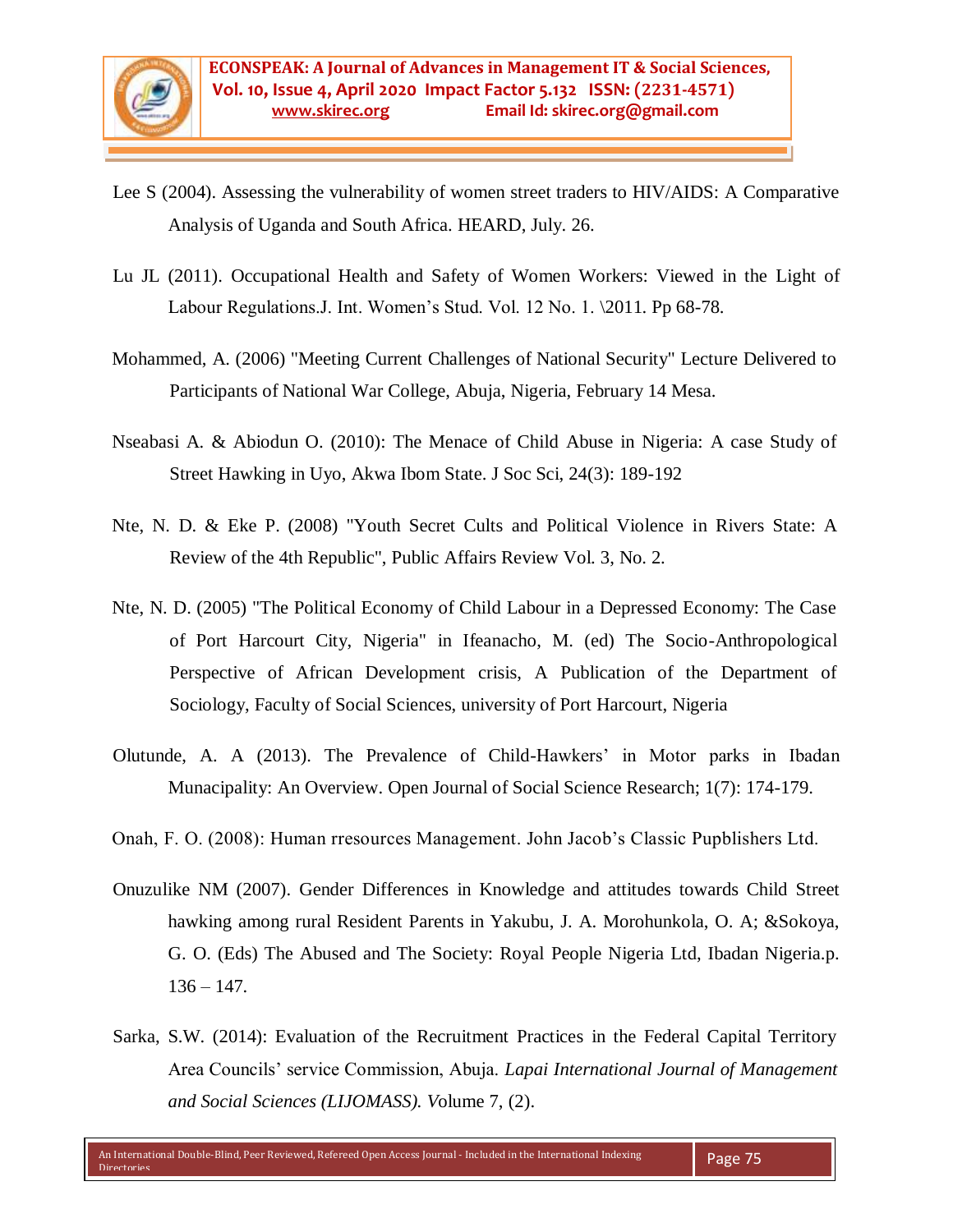Lee S (2004). Assessing the vulnerability of women street traders to HIV/AIDS: A Comparative Analysis of Uganda and South Africa. HEARD, July. 26.

Lu JL (2011). Occupational Health and Safety of Women Workers: Viewed in the Light of Labour Regulations.J. Int. Women's Stud. Vol. 12 No. 1. \2011. Pp 68-78.

Mohammed, A. (2006) "Meeting Current Challenges of National Security" Lecture Delivered to Participants of National War College, Abuja, Nigeria, February 14 Mesa.

Nseabasi A. & Abiodun O. (2010): The Menace of Child Abuse in Nigeria: A case Study of Street Hawking in Uyo, Akwa Ibom State. J Soc Sci, 24(3): 189-192

Nte, N. D. & Eke P. (2008) "Youth Secret Cults and Political Violence in Rivers State: A Review of the 4th Republic", Public Affairs Review Vol. 3, No. 2.

Nte, N. D. (2005) "The Political Economy of Child Labour in a Depressed Economy: The Case of Port Harcourt City, Nigeria" in Ifeanacho, M. (ed) The Socio-Anthropological Perspective of African Development crisis, A Publication of the Department of Sociology, Faculty of Social Sciences, university of Port Harcourt, Nigeria

Olutunde, A. A (2013). The Prevalence of Child-Hawkers' in Motor parks in Ibadan Munacipality: An Overview. Open Journal of Social Science Research; 1(7): 174-179.

Onah, F. O. (2008): Human rresources Management. John Jacob's Classic Pupblishers Ltd.

Onuzulike NM (2007). Gender Differences in Knowledge and attitudes towards Child Street hawking among rural Resident Parents in Yakubu, J. A. Morohunkola, O. A; &Sokoya, G. O. (Eds) The Abused and The Society: Royal People Nigeria Ltd, Ibadan Nigeria.p. 136 – 147.

Sarka, S.W. (2014): Evaluation of the Recruitment Practices in the Federal Capital Territory Area Councils' service Commission, Abuja. *Lapai International Journal of Management and Social Sciences (LIJOMASS). V*olume 7, (2).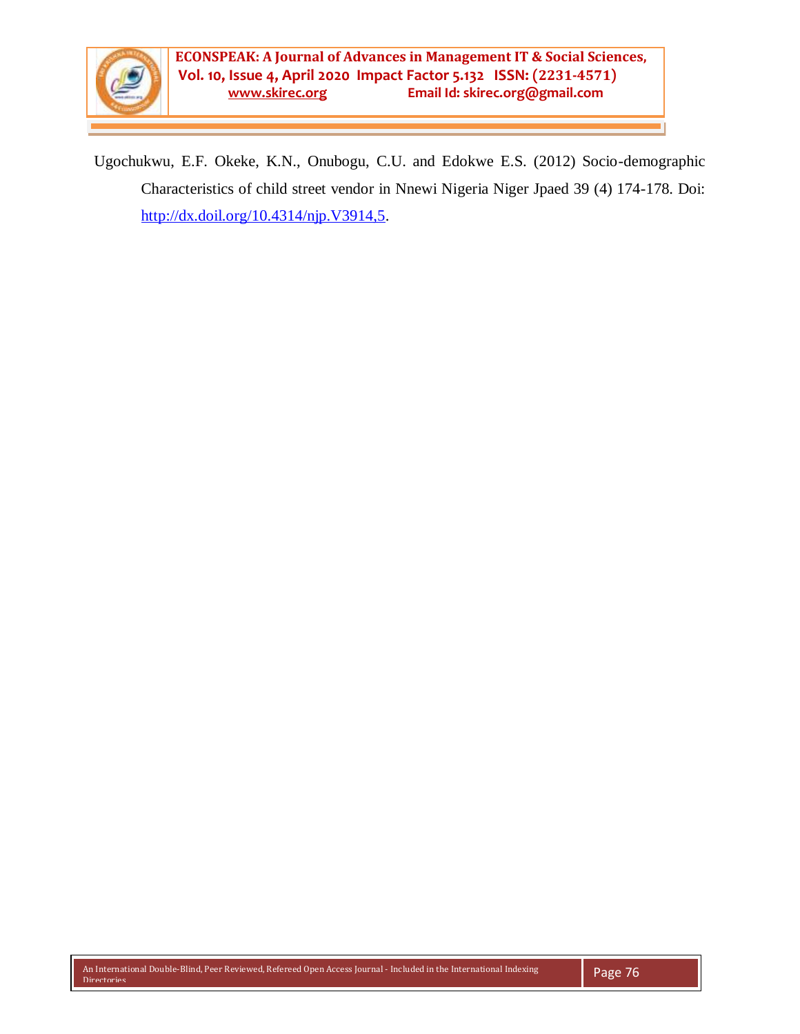Ugochukwu, E.F. Okeke, K.N., Onubogu, C.U. and Edokwe E.S. (2012) Socio-demographic Characteristics of child street vendor in Nnewi Nigeria Niger Jpaed 39 (4) 174-178. Doi: http://dx.doil.org/10.4314/njp.V3914,5.